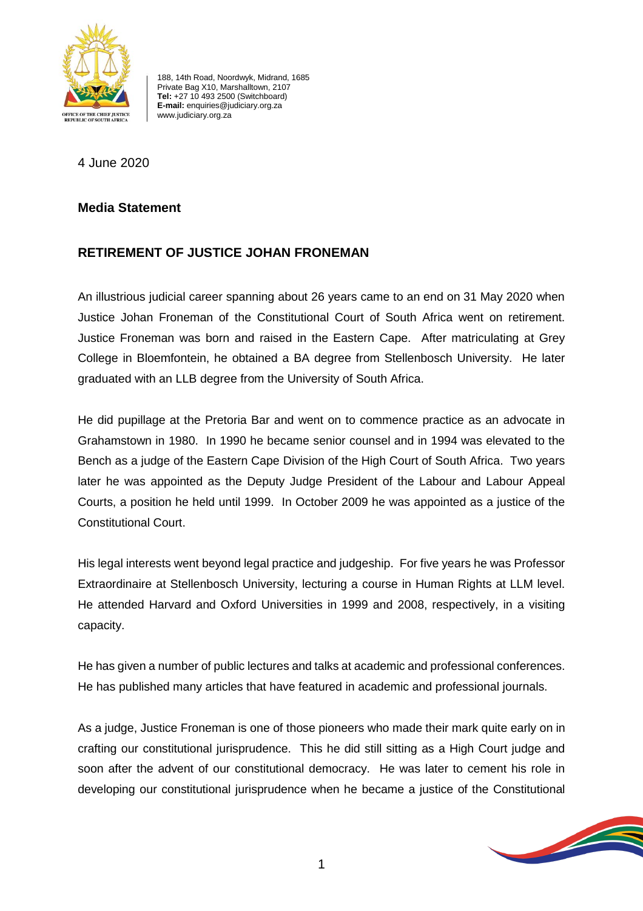188, 14th Road, Noordwyk, Midrand, 1685
Private Bag X10, Marshalltown, 2107
**Tel:** +27 10 493 2500 (Switchboard)
**E-mail:** enquiries@judiciary.org.za
www.judiciary.org.za

4 June 2020

**Media Statement**

## RETIREMENT OF JUSTICE JOHAN FRONEMAN

An illustrious judicial career spanning about 26 years came to an end on 31 May 2020 when Justice Johan Froneman of the Constitutional Court of South Africa went on retirement. Justice Froneman was born and raised in the Eastern Cape. After matriculating at Grey College in Bloemfontein, he obtained a BA degree from Stellenbosch University. He later graduated with an LLB degree from the University of South Africa.

He did pupillage at the Pretoria Bar and went on to commence practice as an advocate in Grahamstown in 1980. In 1990 he became senior counsel and in 1994 was elevated to the Bench as a judge of the Eastern Cape Division of the High Court of South Africa. Two years later he was appointed as the Deputy Judge President of the Labour and Labour Appeal Courts, a position he held until 1999. In October 2009 he was appointed as a justice of the Constitutional Court.

His legal interests went beyond legal practice and judgeship. For five years he was Professor Extraordinaire at Stellenbosch University, lecturing a course in Human Rights at LLM level. He attended Harvard and Oxford Universities in 1999 and 2008, respectively, in a visiting capacity.

He has given a number of public lectures and talks at academic and professional conferences. He has published many articles that have featured in academic and professional journals.

As a judge, Justice Froneman is one of those pioneers who made their mark quite early on in crafting our constitutional jurisprudence. This he did still sitting as a High Court judge and soon after the advent of our constitutional democracy. He was later to cement his role in developing our constitutional jurisprudence when he became a justice of the Constitutional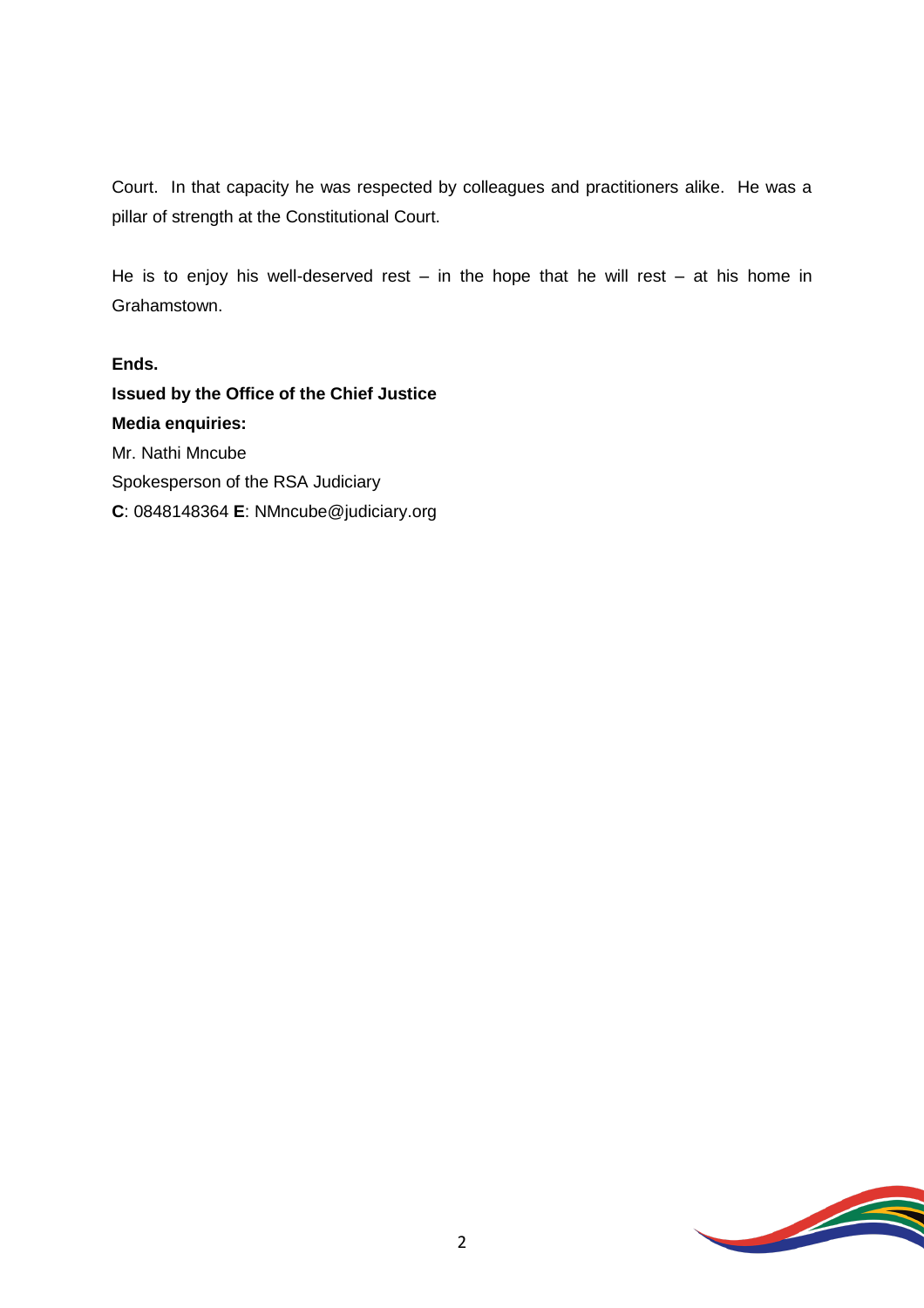Court. In that capacity he was respected by colleagues and practitioners alike. He was a pillar of strength at the Constitutional Court.

He is to enjoy his well-deserved rest – in the hope that he will rest – at his home in Grahamstown.

**Ends.**
**Issued by the Office of the Chief Justice**
**Media enquiries:**
Mr. Nathi Mncube
Spokesperson of the RSA Judiciary
**C**: 0848148364 **E**: NMncube@judiciary.org